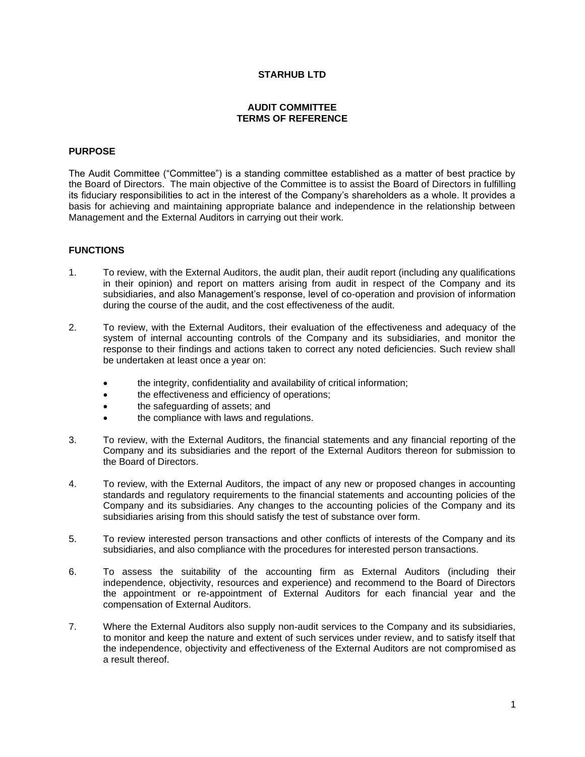# STARHUB LTD

## AUDIT COMMITTEE
## TERMS OF REFERENCE

### PURPOSE

The Audit Committee ("Committee") is a standing committee established as a matter of best practice by the Board of Directors. The main objective of the Committee is to assist the Board of Directors in fulfilling its fiduciary responsibilities to act in the interest of the Company's shareholders as a whole. It provides a basis for achieving and maintaining appropriate balance and independence in the relationship between Management and the External Auditors in carrying out their work.

### FUNCTIONS

1. To review, with the External Auditors, the audit plan, their audit report (including any qualifications in their opinion) and report on matters arising from audit in respect of the Company and its subsidiaries, and also Management's response, level of co-operation and provision of information during the course of the audit, and the cost effectiveness of the audit.

2. To review, with the External Auditors, their evaluation of the effectiveness and adequacy of the system of internal accounting controls of the Company and its subsidiaries, and monitor the response to their findings and actions taken to correct any noted deficiencies. Such review shall be undertaken at least once a year on:

   - the integrity, confidentiality and availability of critical information;
   - the effectiveness and efficiency of operations;
   - the safeguarding of assets; and
   - the compliance with laws and regulations.

3. To review, with the External Auditors, the financial statements and any financial reporting of the Company and its subsidiaries and the report of the External Auditors thereon for submission to the Board of Directors.

4. To review, with the External Auditors, the impact of any new or proposed changes in accounting standards and regulatory requirements to the financial statements and accounting policies of the Company and its subsidiaries. Any changes to the accounting policies of the Company and its subsidiaries arising from this should satisfy the test of substance over form.

5. To review interested person transactions and other conflicts of interests of the Company and its subsidiaries, and also compliance with the procedures for interested person transactions.

6. To assess the suitability of the accounting firm as External Auditors (including their independence, objectivity, resources and experience) and recommend to the Board of Directors the appointment or re-appointment of External Auditors for each financial year and the compensation of External Auditors.

7. Where the External Auditors also supply non-audit services to the Company and its subsidiaries, to monitor and keep the nature and extent of such services under review, and to satisfy itself that the independence, objectivity and effectiveness of the External Auditors are not compromised as a result thereof.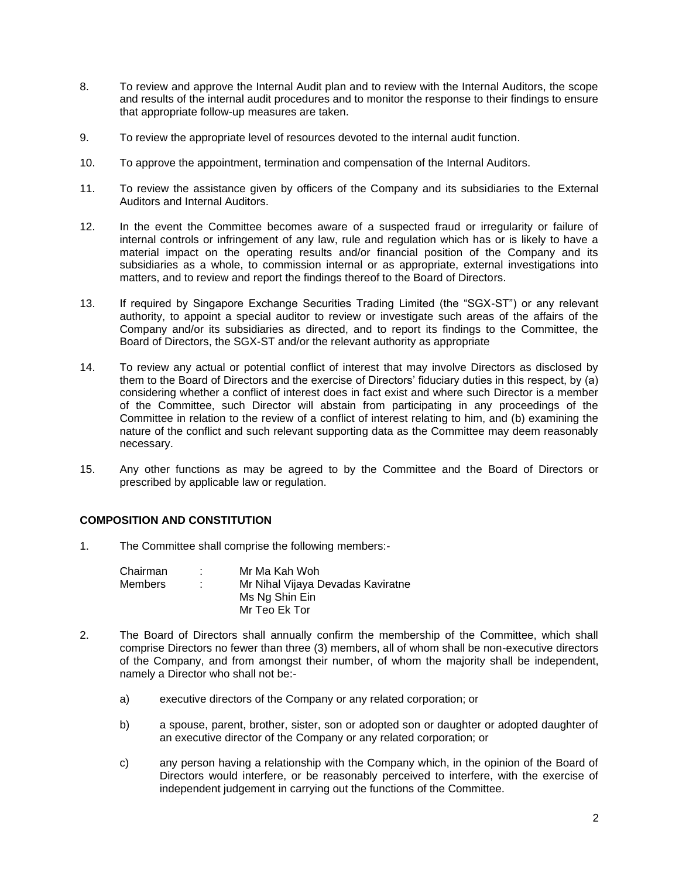8. To review and approve the Internal Audit plan and to review with the Internal Auditors, the scope and results of the internal audit procedures and to monitor the response to their findings to ensure that appropriate follow-up measures are taken.

9. To review the appropriate level of resources devoted to the internal audit function.

10. To approve the appointment, termination and compensation of the Internal Auditors.

11. To review the assistance given by officers of the Company and its subsidiaries to the External Auditors and Internal Auditors.

12. In the event the Committee becomes aware of a suspected fraud or irregularity or failure of internal controls or infringement of any law, rule and regulation which has or is likely to have a material impact on the operating results and/or financial position of the Company and its subsidiaries as a whole, to commission internal or as appropriate, external investigations into matters, and to review and report the findings thereof to the Board of Directors.

13. If required by Singapore Exchange Securities Trading Limited (the "SGX-ST") or any relevant authority, to appoint a special auditor to review or investigate such areas of the affairs of the Company and/or its subsidiaries as directed, and to report its findings to the Committee, the Board of Directors, the SGX-ST and/or the relevant authority as appropriate

14. To review any actual or potential conflict of interest that may involve Directors as disclosed by them to the Board of Directors and the exercise of Directors' fiduciary duties in this respect, by (a) considering whether a conflict of interest does in fact exist and where such Director is a member of the Committee, such Director will abstain from participating in any proceedings of the Committee in relation to the review of a conflict of interest relating to him, and (b) examining the nature of the conflict and such relevant supporting data as the Committee may deem reasonably necessary.

15. Any other functions as may be agreed to by the Committee and the Board of Directors or prescribed by applicable law or regulation.

**COMPOSITION AND CONSTITUTION**

1. The Committee shall comprise the following members:-

   Chairman : Mr Ma Kah Woh
   Members : Mr Nihal Vijaya Devadas Kaviratne
   Ms Ng Shin Ein
   Mr Teo Ek Tor

2. The Board of Directors shall annually confirm the membership of the Committee, which shall comprise Directors no fewer than three (3) members, all of whom shall be non-executive directors of the Company, and from amongst their number, of whom the majority shall be independent, namely a Director who shall not be:-

   a) executive directors of the Company or any related corporation; or

   b) a spouse, parent, brother, sister, son or adopted son or daughter or adopted daughter of an executive director of the Company or any related corporation; or

   c) any person having a relationship with the Company which, in the opinion of the Board of Directors would interfere, or be reasonably perceived to interfere, with the exercise of independent judgement in carrying out the functions of the Committee.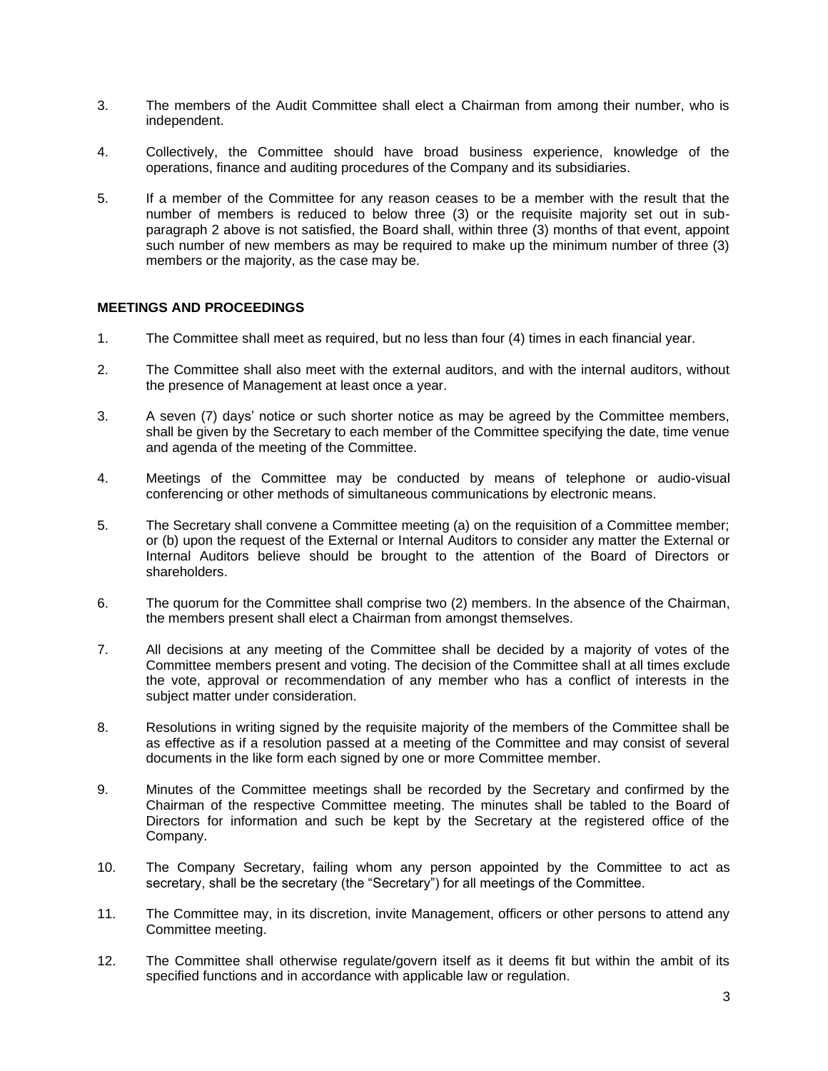3. The members of the Audit Committee shall elect a Chairman from among their number, who is independent.

4. Collectively, the Committee should have broad business experience, knowledge of the operations, finance and auditing procedures of the Company and its subsidiaries.

5. If a member of the Committee for any reason ceases to be a member with the result that the number of members is reduced to below three (3) or the requisite majority set out in sub-paragraph 2 above is not satisfied, the Board shall, within three (3) months of that event, appoint such number of new members as may be required to make up the minimum number of three (3) members or the majority, as the case may be.

**MEETINGS AND PROCEEDINGS**

1. The Committee shall meet as required, but no less than four (4) times in each financial year.

2. The Committee shall also meet with the external auditors, and with the internal auditors, without the presence of Management at least once a year.

3. A seven (7) days' notice or such shorter notice as may be agreed by the Committee members, shall be given by the Secretary to each member of the Committee specifying the date, time venue and agenda of the meeting of the Committee.

4. Meetings of the Committee may be conducted by means of telephone or audio-visual conferencing or other methods of simultaneous communications by electronic means.

5. The Secretary shall convene a Committee meeting (a) on the requisition of a Committee member; or (b) upon the request of the External or Internal Auditors to consider any matter the External or Internal Auditors believe should be brought to the attention of the Board of Directors or shareholders.

6. The quorum for the Committee shall comprise two (2) members. In the absence of the Chairman, the members present shall elect a Chairman from amongst themselves.

7. All decisions at any meeting of the Committee shall be decided by a majority of votes of the Committee members present and voting. The decision of the Committee shall at all times exclude the vote, approval or recommendation of any member who has a conflict of interests in the subject matter under consideration.

8. Resolutions in writing signed by the requisite majority of the members of the Committee shall be as effective as if a resolution passed at a meeting of the Committee and may consist of several documents in the like form each signed by one or more Committee member.

9. Minutes of the Committee meetings shall be recorded by the Secretary and confirmed by the Chairman of the respective Committee meeting. The minutes shall be tabled to the Board of Directors for information and such be kept by the Secretary at the registered office of the Company.

10. The Company Secretary, failing whom any person appointed by the Committee to act as secretary, shall be the secretary (the "Secretary") for all meetings of the Committee.

11. The Committee may, in its discretion, invite Management, officers or other persons to attend any Committee meeting.

12. The Committee shall otherwise regulate/govern itself as it deems fit but within the ambit of its specified functions and in accordance with applicable law or regulation.